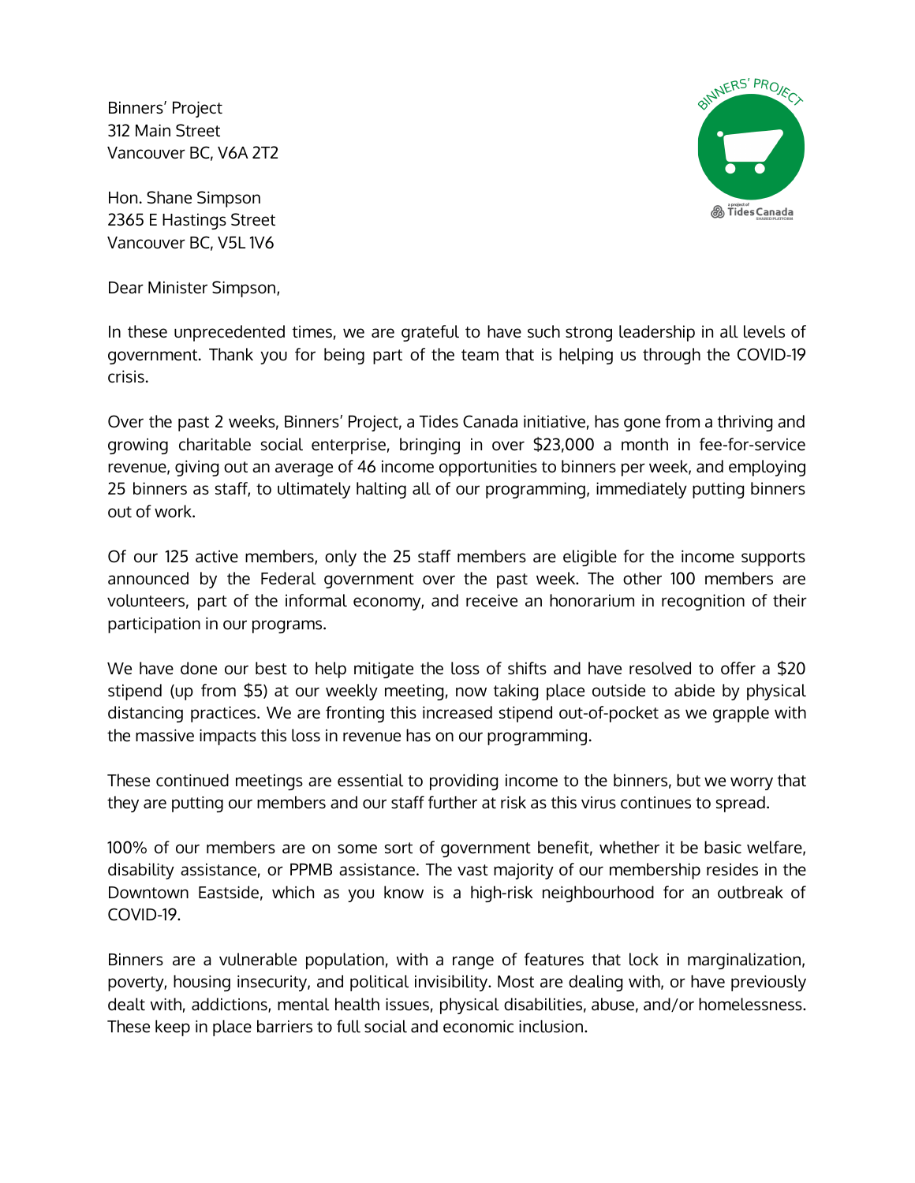Binners' Project
312 Main Street
Vancouver BC, V6A 2T2

Hon. Shane Simpson
2365 E Hastings Street
Vancouver BC, V5L 1V6

Dear Minister Simpson,

In these unprecedented times, we are grateful to have such strong leadership in all levels of government. Thank you for being part of the team that is helping us through the COVID-19 crisis.

Over the past 2 weeks, Binners' Project, a Tides Canada initiative, has gone from a thriving and growing charitable social enterprise, bringing in over $23,000 a month in fee-for-service revenue, giving out an average of 46 income opportunities to binners per week, and employing 25 binners as staff, to ultimately halting all of our programming, immediately putting binners out of work.

Of our 125 active members, only the 25 staff members are eligible for the income supports announced by the Federal government over the past week. The other 100 members are volunteers, part of the informal economy, and receive an honorarium in recognition of their participation in our programs.

We have done our best to help mitigate the loss of shifts and have resolved to offer a $20 stipend (up from $5) at our weekly meeting, now taking place outside to abide by physical distancing practices. We are fronting this increased stipend out-of-pocket as we grapple with the massive impacts this loss in revenue has on our programming.

These continued meetings are essential to providing income to the binners, but we worry that they are putting our members and our staff further at risk as this virus continues to spread.

100% of our members are on some sort of government benefit, whether it be basic welfare, disability assistance, or PPMB assistance. The vast majority of our membership resides in the Downtown Eastside, which as you know is a high-risk neighbourhood for an outbreak of COVID-19.

Binners are a vulnerable population, with a range of features that lock in marginalization, poverty, housing insecurity, and political invisibility. Most are dealing with, or have previously dealt with, addictions, mental health issues, physical disabilities, abuse, and/or homelessness. These keep in place barriers to full social and economic inclusion.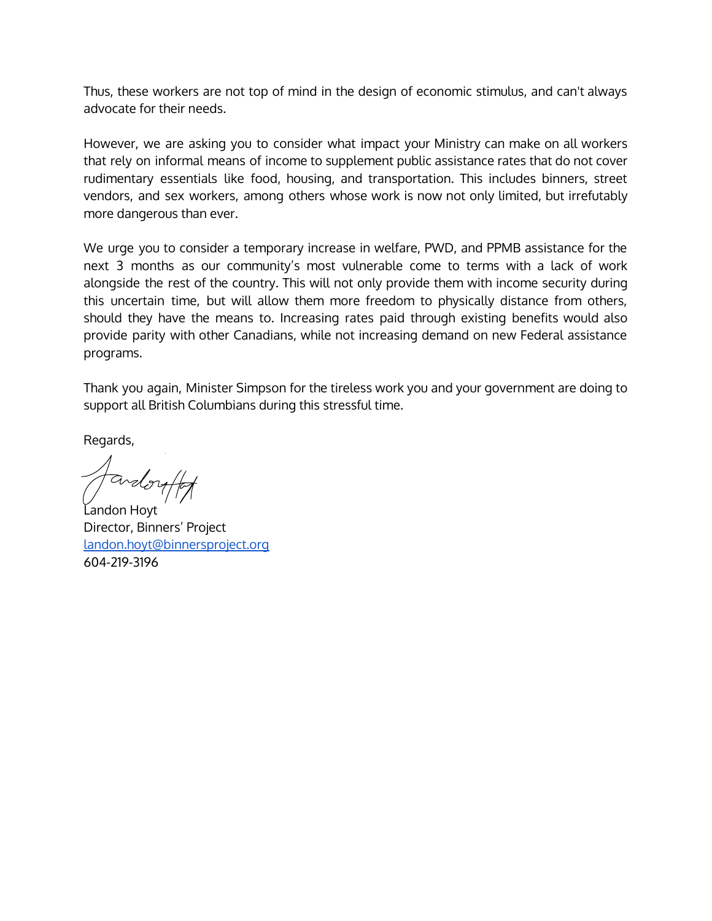Thus, these workers are not top of mind in the design of economic stimulus, and can't always advocate for their needs.

However, we are asking you to consider what impact your Ministry can make on all workers that rely on informal means of income to supplement public assistance rates that do not cover rudimentary essentials like food, housing, and transportation. This includes binners, street vendors, and sex workers, among others whose work is now not only limited, but irrefutably more dangerous than ever.

We urge you to consider a temporary increase in welfare, PWD, and PPMB assistance for the next 3 months as our community's most vulnerable come to terms with a lack of work alongside the rest of the country. This will not only provide them with income security during this uncertain time, but will allow them more freedom to physically distance from others, should they have the means to. Increasing rates paid through existing benefits would also provide parity with other Canadians, while not increasing demand on new Federal assistance programs.

Thank you again, Minister Simpson for the tireless work you and your government are doing to support all British Columbians during this stressful time.

Regards,

Landon Hoyt
Director, Binners' Project
landon.hoyt@binnersproject.org
604-219-3196